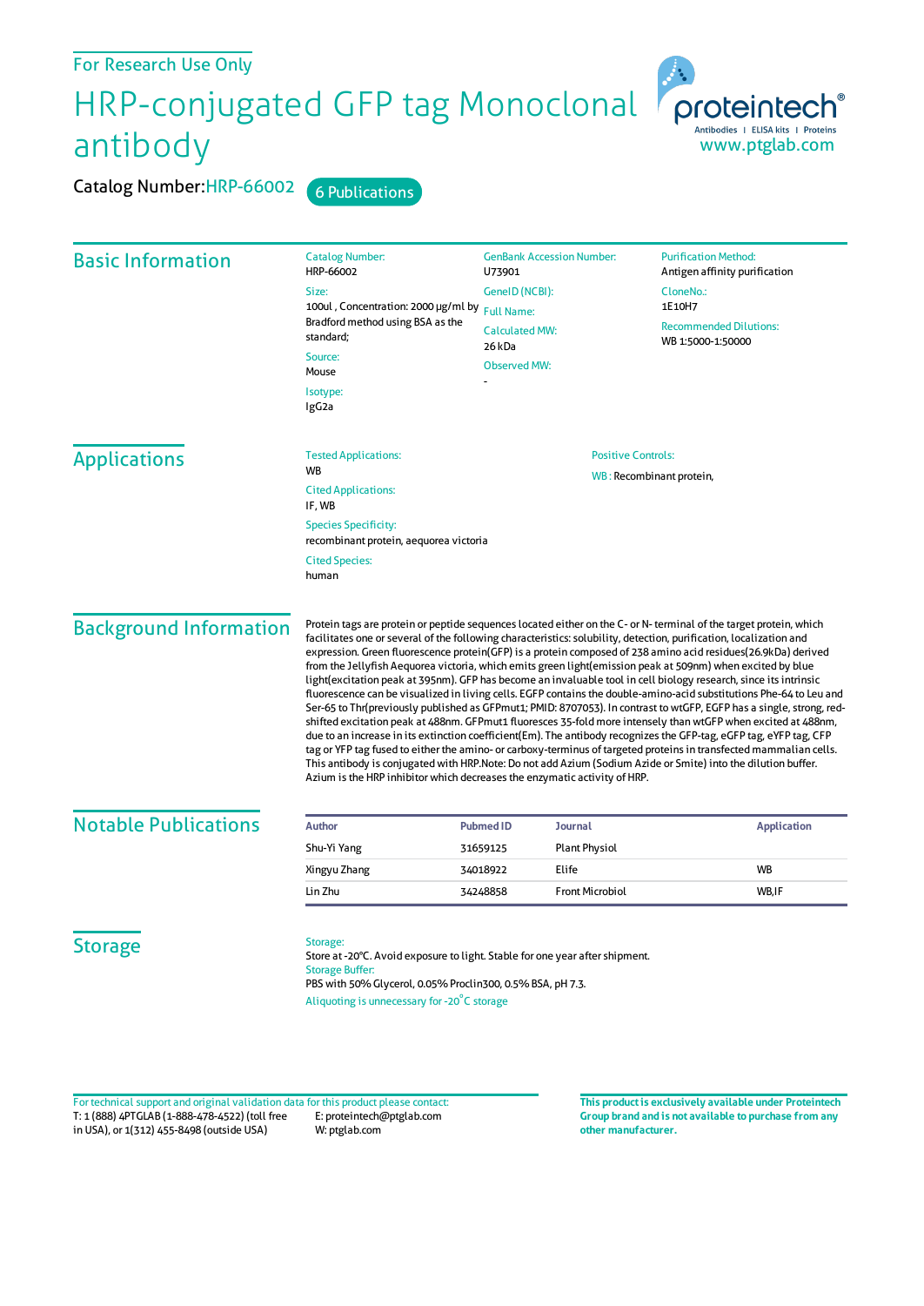For Research Use Only

# HRP-conjugated GFP tag Monoclonal antibody

proteintech®
Antibodies | ELISA kits | Proteins
www.ptglab.com

**Catalog Number:** HRP-66002 6 Publications

## Basic Information

Catalog Number:
HRP-66002

Size:
100ul , Concentration: 2000 μg/ml by Bradford method using BSA as the standard;

Source:
Mouse

Isotype:
IgG2a

GenBank Accession Number:
U73901

GeneID (NCBI):

Full Name:

Calculated MW:
26 kDa

Observed MW:
-

Purification Method:
Antigen affinity purification

CloneNo.:
1E10H7

Recommended Dilutions:
WB 1:5000-1:50000

## Applications

Tested Applications:
WB

Cited Applications:
IF, WB

Species Specificity:
recombinant protein, aequorea victoria

Cited Species:
human

Positive Controls:

WB : Recombinant protein,

## Background Information

Protein tags are protein or peptide sequences located either on the C- or N- terminal of the target protein, which facilitates one or several of the following characteristics: solubility, detection, purification, localization and expression. Green fluorescence protein(GFP) is a protein composed of 238 amino acid residues(26.9kDa) derived from the Jellyfish Aequorea victoria, which emits green light(emission peak at 509nm) when excited by blue light(excitation peak at 395nm). GFP has become an invaluable tool in cell biology research, since its intrinsic fluorescence can be visualized in living cells. EGFP contains the double-amino-acid substitutions Phe-64 to Leu and Ser-65 to Thr(previously published as GFPmut1; PMID: 8707053). In contrast to wtGFP, EGFP has a single, strong, red-shifted excitation peak at 488nm. GFPmut1 fluoresces 35-fold more intensely than wtGFP when excited at 488nm, due to an increase in its extinction coefficient(Em). The antibody recognizes the GFP-tag, eGFP tag, eYFP tag, CFP tag or YFP tag fused to either the amino- or carboxy-terminus of targeted proteins in transfected mammalian cells. This antibody is conjugated with HRP.Note: Do not add Azium (Sodium Azide or Smite) into the dilution buffer. Azium is the HRP inhibitor which decreases the enzymatic activity of HRP.

## Notable Publications

| Author | Pubmed ID | Journal | Application |
|---|---|---|---|
| Shu-Yi Yang | 31659125 | Plant Physiol | |
| Xingyu Zhang | 34018922 | Elife | WB |
| Lin Zhu | 34248858 | Front Microbiol | WB,IF |

## Storage

Storage:
Store at -20°C. Avoid exposure to light. Stable for one year after shipment.

Storage Buffer:
PBS with 50% Glycerol, 0.05% Proclin300, 0.5% BSA, pH 7.3.

Aliquoting is unnecessary for -20°C storage

For technical support and original validation data for this product please contact:
T: 1 (888) 4PTGLAB (1-888-478-4522) (toll free in USA), or 1(312) 455-8498 (outside USA)
E: proteintech@ptglab.com
W: ptglab.com

**This product is exclusively available under Proteintech Group brand and is not available to purchase from any other manufacturer.**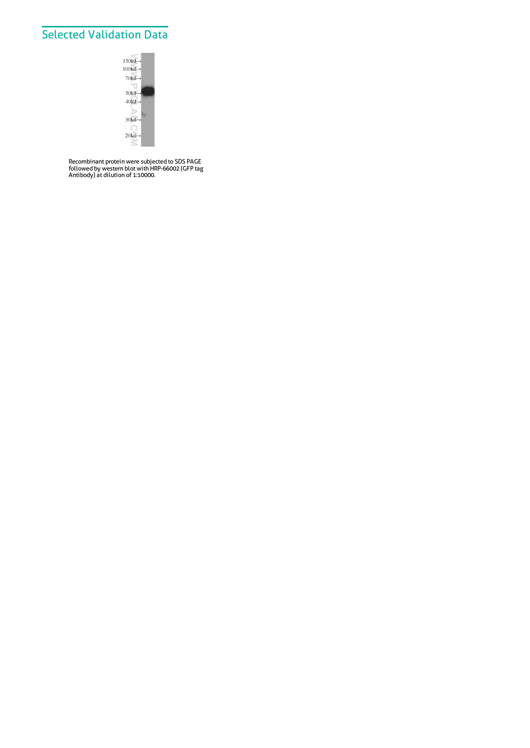## Selected Validation Data

150kd→
100kd→
70kd→
50kd→
40kd→
30kd→
20kd→

Recombinant protein were subjected to SDS PAGE followed by western blot with HRP-66002 (GFP tag Antibody) at dilution of 1:10000.